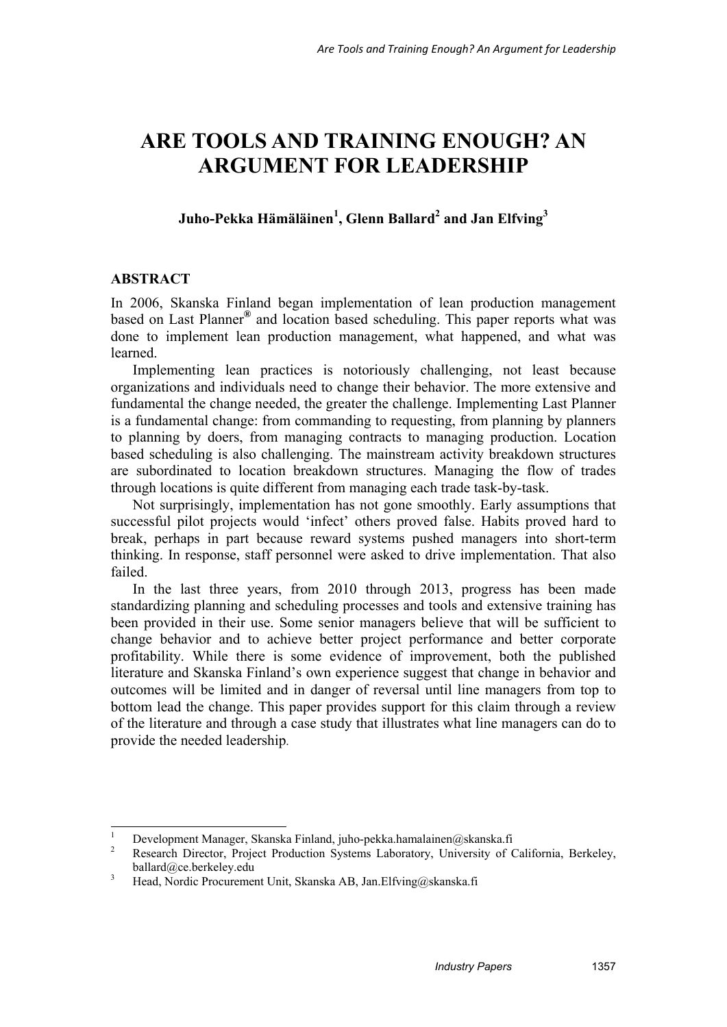# ARE TOOLS AND TRAINING ENOUGH? AN ARGUMENT FOR LEADERSHIP

**Juho-Pekka Hämäläinen[1], Glenn Ballard[2] and Jan Elfving[3]**

## ABSTRACT

In 2006, Skanska Finland began implementation of lean production management based on Last Planner® and location based scheduling. This paper reports what was done to implement lean production management, what happened, and what was learned.

Implementing lean practices is notoriously challenging, not least because organizations and individuals need to change their behavior. The more extensive and fundamental the change needed, the greater the challenge. Implementing Last Planner is a fundamental change: from commanding to requesting, from planning by planners to planning by doers, from managing contracts to managing production. Location based scheduling is also challenging. The mainstream activity breakdown structures are subordinated to location breakdown structures. Managing the flow of trades through locations is quite different from managing each trade task-by-task.

Not surprisingly, implementation has not gone smoothly. Early assumptions that successful pilot projects would 'infect' others proved false. Habits proved hard to break, perhaps in part because reward systems pushed managers into short-term thinking. In response, staff personnel were asked to drive implementation. That also failed.

In the last three years, from 2010 through 2013, progress has been made standardizing planning and scheduling processes and tools and extensive training has been provided in their use. Some senior managers believe that will be sufficient to change behavior and to achieve better project performance and better corporate profitability. While there is some evidence of improvement, both the published literature and Skanska Finland's own experience suggest that change in behavior and outcomes will be limited and in danger of reversal until line managers from top to bottom lead the change. This paper provides support for this claim through a review of the literature and through a case study that illustrates what line managers can do to provide the needed leadership.

---

[1] Development Manager, Skanska Finland, juho-pekka.hamalainen@skanska.fi

[2] Research Director, Project Production Systems Laboratory, University of California, Berkeley, ballard@ce.berkeley.edu

[3] Head, Nordic Procurement Unit, Skanska AB, Jan.Elfving@skanska.fi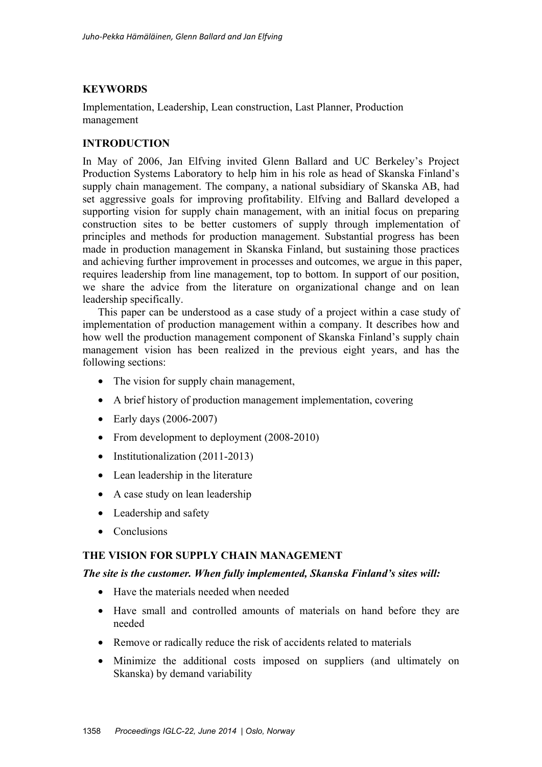## KEYWORDS

Implementation, Leadership, Lean construction, Last Planner, Production management

## INTRODUCTION

In May of 2006, Jan Elfving invited Glenn Ballard and UC Berkeley's Project Production Systems Laboratory to help him in his role as head of Skanska Finland's supply chain management. The company, a national subsidiary of Skanska AB, had set aggressive goals for improving profitability. Elfving and Ballard developed a supporting vision for supply chain management, with an initial focus on preparing construction sites to be better customers of supply through implementation of principles and methods for production management. Substantial progress has been made in production management in Skanska Finland, but sustaining those practices and achieving further improvement in processes and outcomes, we argue in this paper, requires leadership from line management, top to bottom. In support of our position, we share the advice from the literature on organizational change and on lean leadership specifically.

This paper can be understood as a case study of a project within a case study of implementation of production management within a company. It describes how and how well the production management component of Skanska Finland's supply chain management vision has been realized in the previous eight years, and has the following sections:

- The vision for supply chain management,
- A brief history of production management implementation, covering
- Early days (2006-2007)
- From development to deployment (2008-2010)
- Institutionalization (2011-2013)
- Lean leadership in the literature
- A case study on lean leadership
- Leadership and safety
- Conclusions

## THE VISION FOR SUPPLY CHAIN MANAGEMENT

***The site is the customer. When fully implemented, Skanska Finland's sites will:***

- Have the materials needed when needed
- Have small and controlled amounts of materials on hand before they are needed
- Remove or radically reduce the risk of accidents related to materials
- Minimize the additional costs imposed on suppliers (and ultimately on Skanska) by demand variability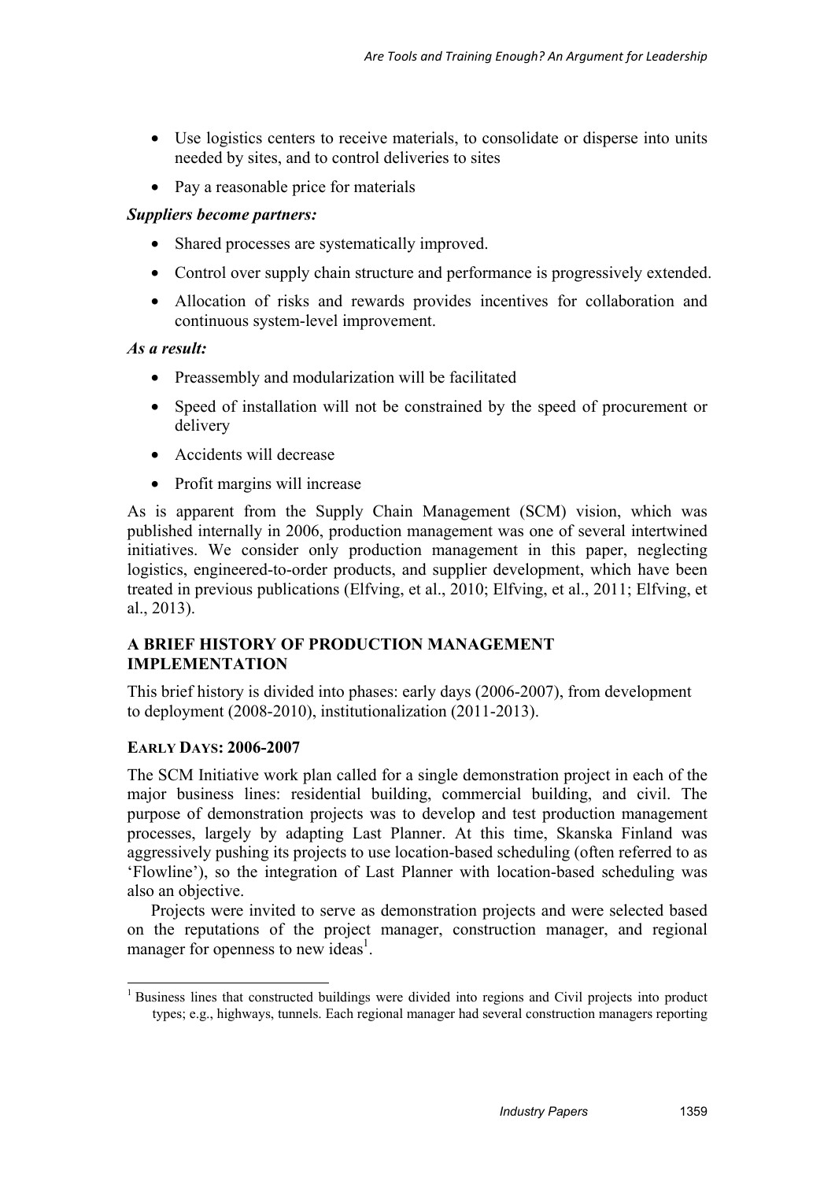- Use logistics centers to receive materials, to consolidate or disperse into units needed by sites, and to control deliveries to sites
- Pay a reasonable price for materials

***Suppliers become partners:***

- Shared processes are systematically improved.
- Control over supply chain structure and performance is progressively extended.
- Allocation of risks and rewards provides incentives for collaboration and continuous system-level improvement.

***As a result:***

- Preassembly and modularization will be facilitated
- Speed of installation will not be constrained by the speed of procurement or delivery
- Accidents will decrease
- Profit margins will increase

As is apparent from the Supply Chain Management (SCM) vision, which was published internally in 2006, production management was one of several intertwined initiatives. We consider only production management in this paper, neglecting logistics, engineered-to-order products, and supplier development, which have been treated in previous publications (Elfving, et al., 2010; Elfving, et al., 2011; Elfving, et al., 2013).

## A BRIEF HISTORY OF PRODUCTION MANAGEMENT IMPLEMENTATION

This brief history is divided into phases: early days (2006-2007), from development to deployment (2008-2010), institutionalization (2011-2013).

### EARLY DAYS: 2006-2007

The SCM Initiative work plan called for a single demonstration project in each of the major business lines: residential building, commercial building, and civil. The purpose of demonstration projects was to develop and test production management processes, largely by adapting Last Planner. At this time, Skanska Finland was aggressively pushing its projects to use location-based scheduling (often referred to as 'Flowline'), so the integration of Last Planner with location-based scheduling was also an objective.

Projects were invited to serve as demonstration projects and were selected based on the reputations of the project manager, construction manager, and regional manager for openness to new ideas[1].

[1] Business lines that constructed buildings were divided into regions and Civil projects into product types; e.g., highways, tunnels. Each regional manager had several construction managers reporting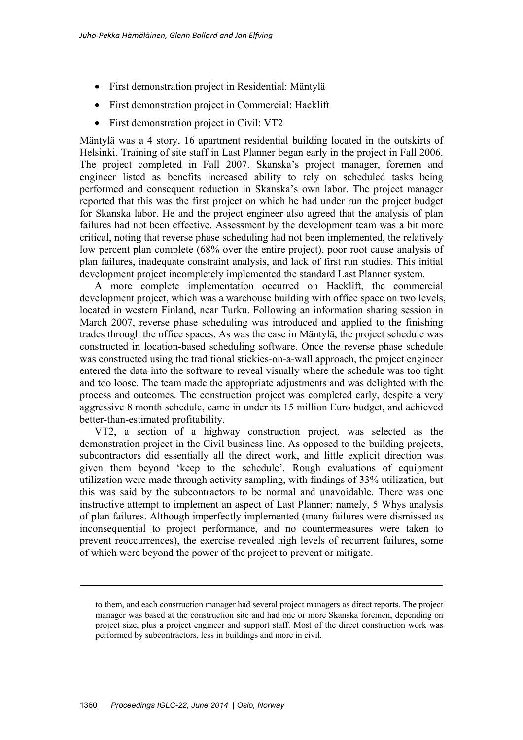- First demonstration project in Residential: Mäntylä
- First demonstration project in Commercial: Hacklift
- First demonstration project in Civil: VT2

Mäntylä was a 4 story, 16 apartment residential building located in the outskirts of Helsinki. Training of site staff in Last Planner began early in the project in Fall 2006. The project completed in Fall 2007. Skanska's project manager, foremen and engineer listed as benefits increased ability to rely on scheduled tasks being performed and consequent reduction in Skanska's own labor. The project manager reported that this was the first project on which he had under run the project budget for Skanska labor. He and the project engineer also agreed that the analysis of plan failures had not been effective. Assessment by the development team was a bit more critical, noting that reverse phase scheduling had not been implemented, the relatively low percent plan complete (68% over the entire project), poor root cause analysis of plan failures, inadequate constraint analysis, and lack of first run studies. This initial development project incompletely implemented the standard Last Planner system.

A more complete implementation occurred on Hacklift, the commercial development project, which was a warehouse building with office space on two levels, located in western Finland, near Turku. Following an information sharing session in March 2007, reverse phase scheduling was introduced and applied to the finishing trades through the office spaces. As was the case in Mäntylä, the project schedule was constructed in location-based scheduling software. Once the reverse phase schedule was constructed using the traditional stickies-on-a-wall approach, the project engineer entered the data into the software to reveal visually where the schedule was too tight and too loose. The team made the appropriate adjustments and was delighted with the process and outcomes. The construction project was completed early, despite a very aggressive 8 month schedule, came in under its 15 million Euro budget, and achieved better-than-estimated profitability.

VT2, a section of a highway construction project, was selected as the demonstration project in the Civil business line. As opposed to the building projects, subcontractors did essentially all the direct work, and little explicit direction was given them beyond 'keep to the schedule'. Rough evaluations of equipment utilization were made through activity sampling, with findings of 33% utilization, but this was said by the subcontractors to be normal and unavoidable. There was one instructive attempt to implement an aspect of Last Planner; namely, 5 Whys analysis of plan failures. Although imperfectly implemented (many failures were dismissed as inconsequential to project performance, and no countermeasures were taken to prevent reoccurrences), the exercise revealed high levels of recurrent failures, some of which were beyond the power of the project to prevent or mitigate.

---

to them, and each construction manager had several project managers as direct reports. The project manager was based at the construction site and had one or more Skanska foremen, depending on project size, plus a project engineer and support staff. Most of the direct construction work was performed by subcontractors, less in buildings and more in civil.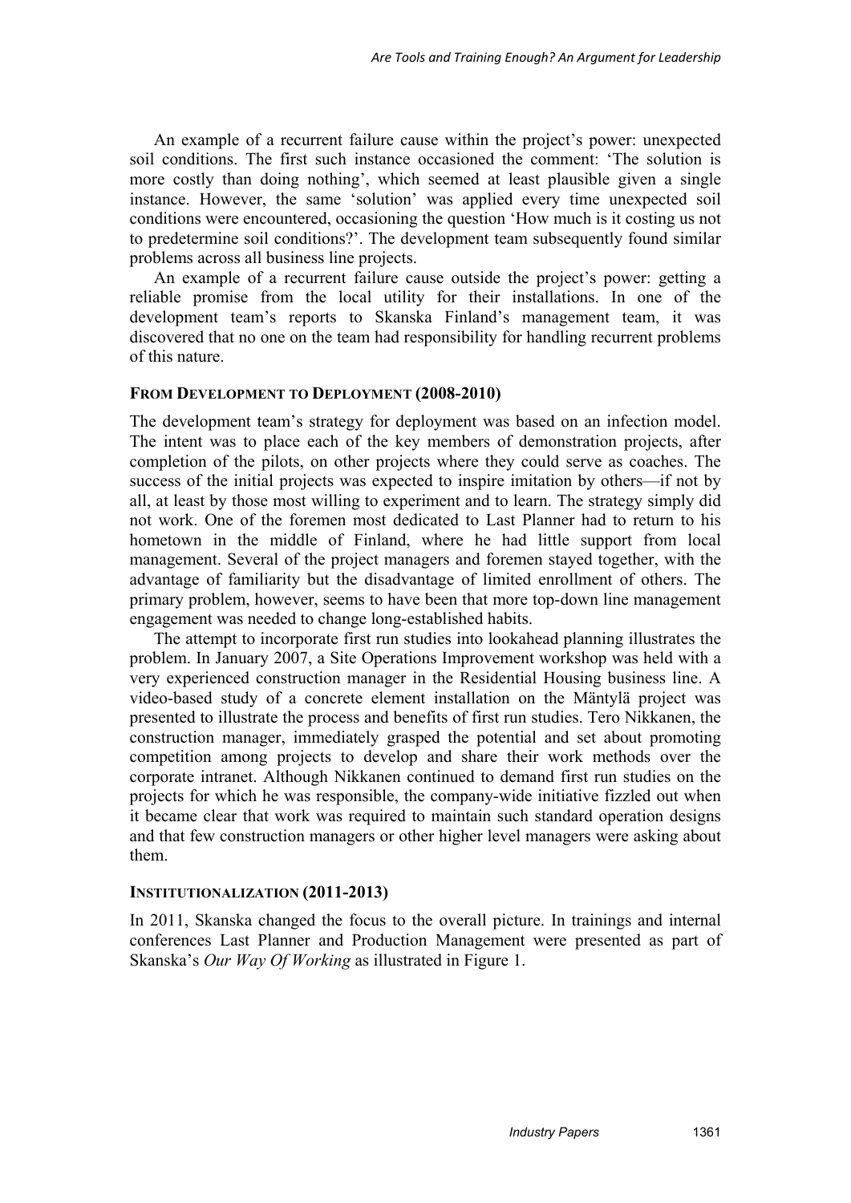An example of a recurrent failure cause within the project's power: unexpected soil conditions. The first such instance occasioned the comment: 'The solution is more costly than doing nothing', which seemed at least plausible given a single instance. However, the same 'solution' was applied every time unexpected soil conditions were encountered, occasioning the question 'How much is it costing us not to predetermine soil conditions?'. The development team subsequently found similar problems across all business line projects.

An example of a recurrent failure cause outside the project's power: getting a reliable promise from the local utility for their installations. In one of the development team's reports to Skanska Finland's management team, it was discovered that no one on the team had responsibility for handling recurrent problems of this nature.

#### FROM DEVELOPMENT TO DEPLOYMENT (2008-2010)

The development team's strategy for deployment was based on an infection model. The intent was to place each of the key members of demonstration projects, after completion of the pilots, on other projects where they could serve as coaches. The success of the initial projects was expected to inspire imitation by others—if not by all, at least by those most willing to experiment and to learn. The strategy simply did not work. One of the foremen most dedicated to Last Planner had to return to his hometown in the middle of Finland, where he had little support from local management. Several of the project managers and foremen stayed together, with the advantage of familiarity but the disadvantage of limited enrollment of others. The primary problem, however, seems to have been that more top-down line management engagement was needed to change long-established habits.

The attempt to incorporate first run studies into lookahead planning illustrates the problem. In January 2007, a Site Operations Improvement workshop was held with a very experienced construction manager in the Residential Housing business line. A video-based study of a concrete element installation on the Mäntylä project was presented to illustrate the process and benefits of first run studies. Tero Nikkanen, the construction manager, immediately grasped the potential and set about promoting competition among projects to develop and share their work methods over the corporate intranet. Although Nikkanen continued to demand first run studies on the projects for which he was responsible, the company-wide initiative fizzled out when it became clear that work was required to maintain such standard operation designs and that few construction managers or other higher level managers were asking about them.

#### INSTITUTIONALIZATION (2011-2013)

In 2011, Skanska changed the focus to the overall picture. In trainings and internal conferences Last Planner and Production Management were presented as part of Skanska's *Our Way Of Working* as illustrated in Figure 1.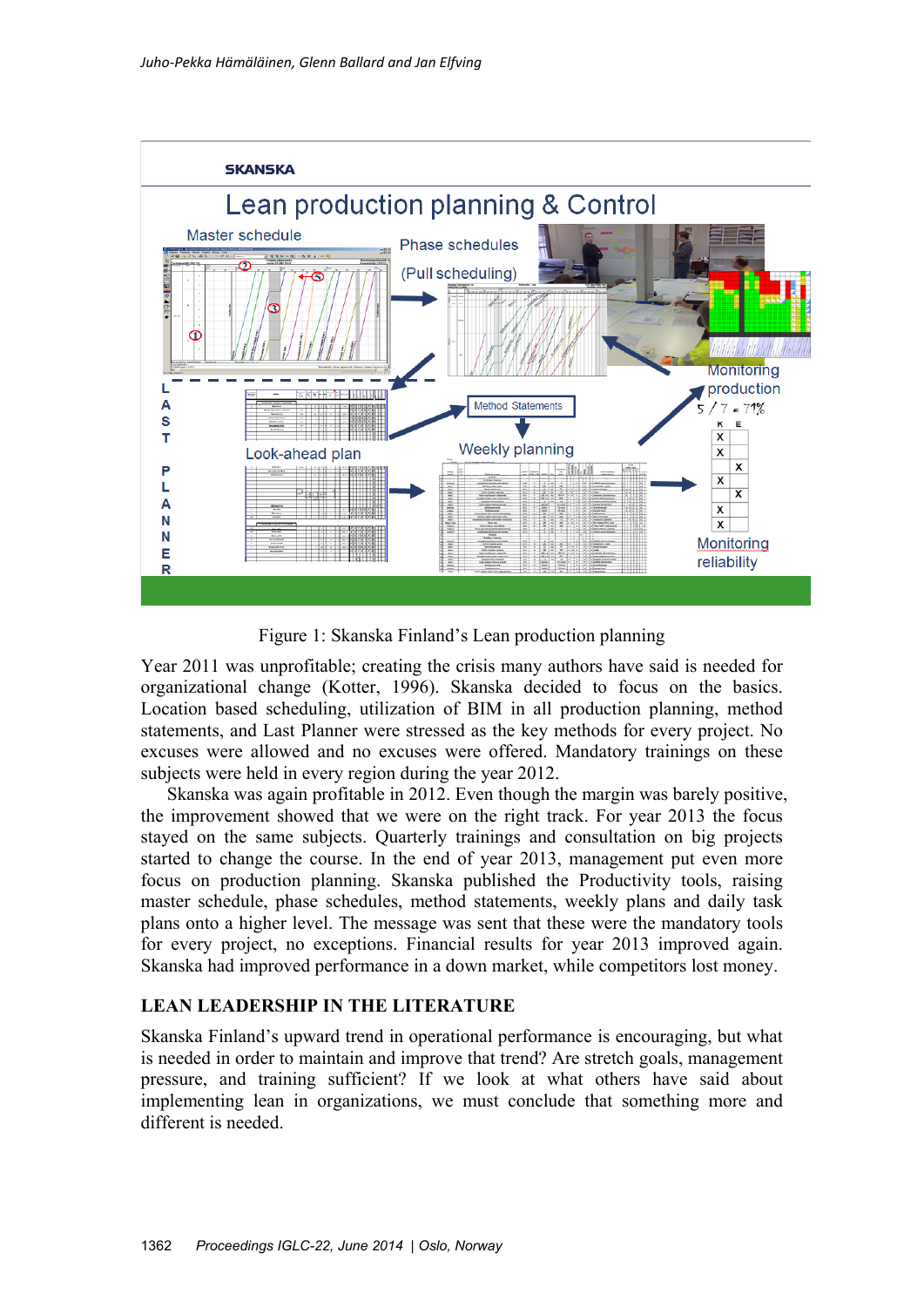Figure 1: Skanska Finland's Lean production planning

Year 2011 was unprofitable; creating the crisis many authors have said is needed for organizational change (Kotter, 1996). Skanska decided to focus on the basics. Location based scheduling, utilization of BIM in all production planning, method statements, and Last Planner were stressed as the key methods for every project. No excuses were allowed and no excuses were offered. Mandatory trainings on these subjects were held in every region during the year 2012.

Skanska was again profitable in 2012. Even though the margin was barely positive, the improvement showed that we were on the right track. For year 2013 the focus stayed on the same subjects. Quarterly trainings and consultation on big projects started to change the course. In the end of year 2013, management put even more focus on production planning. Skanska published the Productivity tools, raising master schedule, phase schedules, method statements, weekly plans and daily task plans onto a higher level. The message was sent that these were the mandatory tools for every project, no exceptions. Financial results for year 2013 improved again. Skanska had improved performance in a down market, while competitors lost money.

## LEAN LEADERSHIP IN THE LITERATURE

Skanska Finland's upward trend in operational performance is encouraging, but what is needed in order to maintain and improve that trend? Are stretch goals, management pressure, and training sufficient? If we look at what others have said about implementing lean in organizations, we must conclude that something more and different is needed.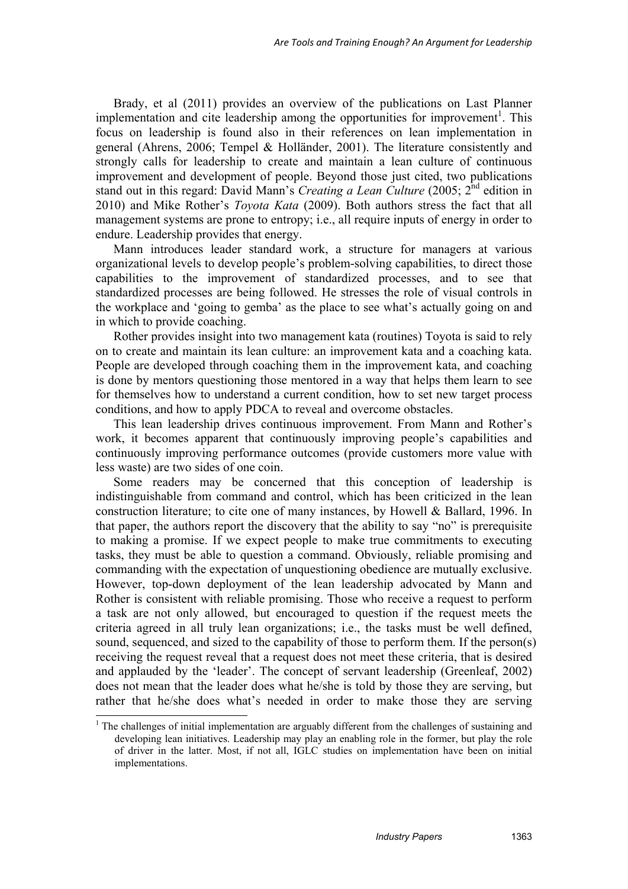Brady, et al (2011) provides an overview of the publications on Last Planner implementation and cite leadership among the opportunities for improvement[1]. This focus on leadership is found also in their references on lean implementation in general (Ahrens, 2006; Tempel & Holländer, 2001). The literature consistently and strongly calls for leadership to create and maintain a lean culture of continuous improvement and development of people. Beyond those just cited, two publications stand out in this regard: David Mann's *Creating a Lean Culture* (2005; 2nd edition in 2010) and Mike Rother's *Toyota Kata* (2009). Both authors stress the fact that all management systems are prone to entropy; i.e., all require inputs of energy in order to endure. Leadership provides that energy.

Mann introduces leader standard work, a structure for managers at various organizational levels to develop people's problem-solving capabilities, to direct those capabilities to the improvement of standardized processes, and to see that standardized processes are being followed. He stresses the role of visual controls in the workplace and 'going to gemba' as the place to see what's actually going on and in which to provide coaching.

Rother provides insight into two management kata (routines) Toyota is said to rely on to create and maintain its lean culture: an improvement kata and a coaching kata. People are developed through coaching them in the improvement kata, and coaching is done by mentors questioning those mentored in a way that helps them learn to see for themselves how to understand a current condition, how to set new target process conditions, and how to apply PDCA to reveal and overcome obstacles.

This lean leadership drives continuous improvement. From Mann and Rother's work, it becomes apparent that continuously improving people's capabilities and continuously improving performance outcomes (provide customers more value with less waste) are two sides of one coin.

Some readers may be concerned that this conception of leadership is indistinguishable from command and control, which has been criticized in the lean construction literature; to cite one of many instances, by Howell & Ballard, 1996. In that paper, the authors report the discovery that the ability to say "no" is prerequisite to making a promise. If we expect people to make true commitments to executing tasks, they must be able to question a command. Obviously, reliable promising and commanding with the expectation of unquestioning obedience are mutually exclusive. However, top-down deployment of the lean leadership advocated by Mann and Rother is consistent with reliable promising. Those who receive a request to perform a task are not only allowed, but encouraged to question if the request meets the criteria agreed in all truly lean organizations; i.e., the tasks must be well defined, sound, sequenced, and sized to the capability of those to perform them. If the person(s) receiving the request reveal that a request does not meet these criteria, that is desired and applauded by the 'leader'. The concept of servant leadership (Greenleaf, 2002) does not mean that the leader does what he/she is told by those they are serving, but rather that he/she does what's needed in order to make those they are serving

[1] The challenges of initial implementation are arguably different from the challenges of sustaining and developing lean initiatives. Leadership may play an enabling role in the former, but play the role of driver in the latter. Most, if not all, IGLC studies on implementation have been on initial implementations.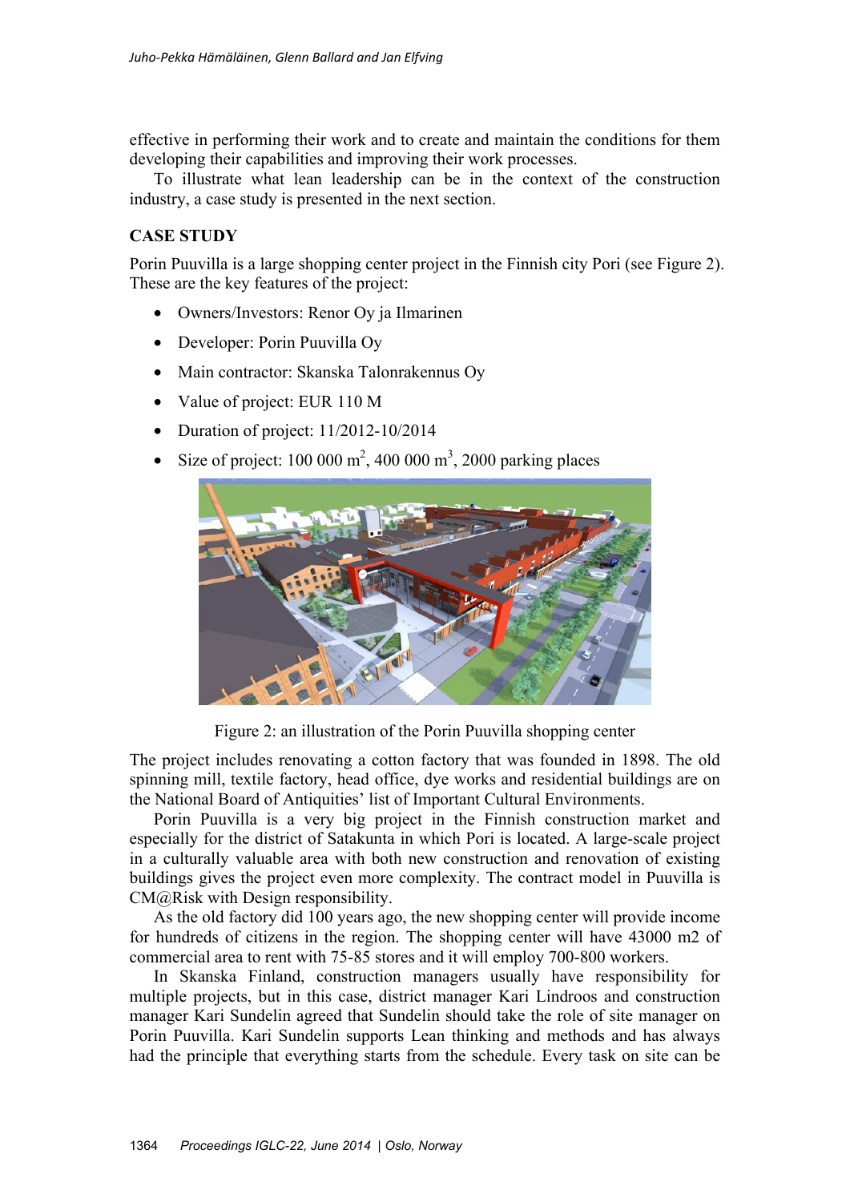effective in performing their work and to create and maintain the conditions for them developing their capabilities and improving their work processes.

To illustrate what lean leadership can be in the context of the construction industry, a case study is presented in the next section.

## CASE STUDY

Porin Puuvilla is a large shopping center project in the Finnish city Pori (see Figure 2). These are the key features of the project:

- Owners/Investors: Renor Oy ja Ilmarinen
- Developer: Porin Puuvilla Oy
- Main contractor: Skanska Talonrakennus Oy
- Value of project: EUR 110 M
- Duration of project: 11/2012-10/2014
- Size of project: 100 000 $m^2$, 400 000 $m^3$, 2000 parking places

Figure 2: an illustration of the Porin Puuvilla shopping center

The project includes renovating a cotton factory that was founded in 1898. The old spinning mill, textile factory, head office, dye works and residential buildings are on the National Board of Antiquities' list of Important Cultural Environments.

Porin Puuvilla is a very big project in the Finnish construction market and especially for the district of Satakunta in which Pori is located. A large-scale project in a culturally valuable area with both new construction and renovation of existing buildings gives the project even more complexity. The contract model in Puuvilla is CM@Risk with Design responsibility.

As the old factory did 100 years ago, the new shopping center will provide income for hundreds of citizens in the region. The shopping center will have 43000 m2 of commercial area to rent with 75-85 stores and it will employ 700-800 workers.

In Skanska Finland, construction managers usually have responsibility for multiple projects, but in this case, district manager Kari Lindroos and construction manager Kari Sundelin agreed that Sundelin should take the role of site manager on Porin Puuvilla. Kari Sundelin supports Lean thinking and methods and has always had the principle that everything starts from the schedule. Every task on site can be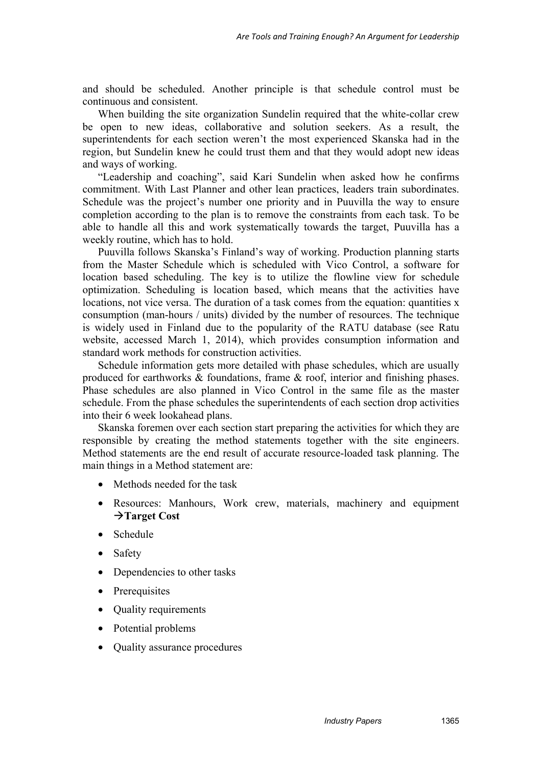and should be scheduled. Another principle is that schedule control must be continuous and consistent.

When building the site organization Sundelin required that the white-collar crew be open to new ideas, collaborative and solution seekers. As a result, the superintendents for each section weren't the most experienced Skanska had in the region, but Sundelin knew he could trust them and that they would adopt new ideas and ways of working.

"Leadership and coaching", said Kari Sundelin when asked how he confirms commitment. With Last Planner and other lean practices, leaders train subordinates. Schedule was the project's number one priority and in Puuvilla the way to ensure completion according to the plan is to remove the constraints from each task. To be able to handle all this and work systematically towards the target, Puuvilla has a weekly routine, which has to hold.

Puuvilla follows Skanska's Finland's way of working. Production planning starts from the Master Schedule which is scheduled with Vico Control, a software for location based scheduling. The key is to utilize the flowline view for schedule optimization. Scheduling is location based, which means that the activities have locations, not vice versa. The duration of a task comes from the equation: quantities x consumption (man-hours / units) divided by the number of resources. The technique is widely used in Finland due to the popularity of the RATU database (see Ratu website, accessed March 1, 2014), which provides consumption information and standard work methods for construction activities.

Schedule information gets more detailed with phase schedules, which are usually produced for earthworks & foundations, frame & roof, interior and finishing phases. Phase schedules are also planned in Vico Control in the same file as the master schedule. From the phase schedules the superintendents of each section drop activities into their 6 week lookahead plans.

Skanska foremen over each section start preparing the activities for which they are responsible by creating the method statements together with the site engineers. Method statements are the end result of accurate resource-loaded task planning. The main things in a Method statement are:

- Methods needed for the task
- Resources: Manhours, Work crew, materials, machinery and equipment →**Target Cost**
- Schedule
- Safety
- Dependencies to other tasks
- Prerequisites
- Quality requirements
- Potential problems
- Quality assurance procedures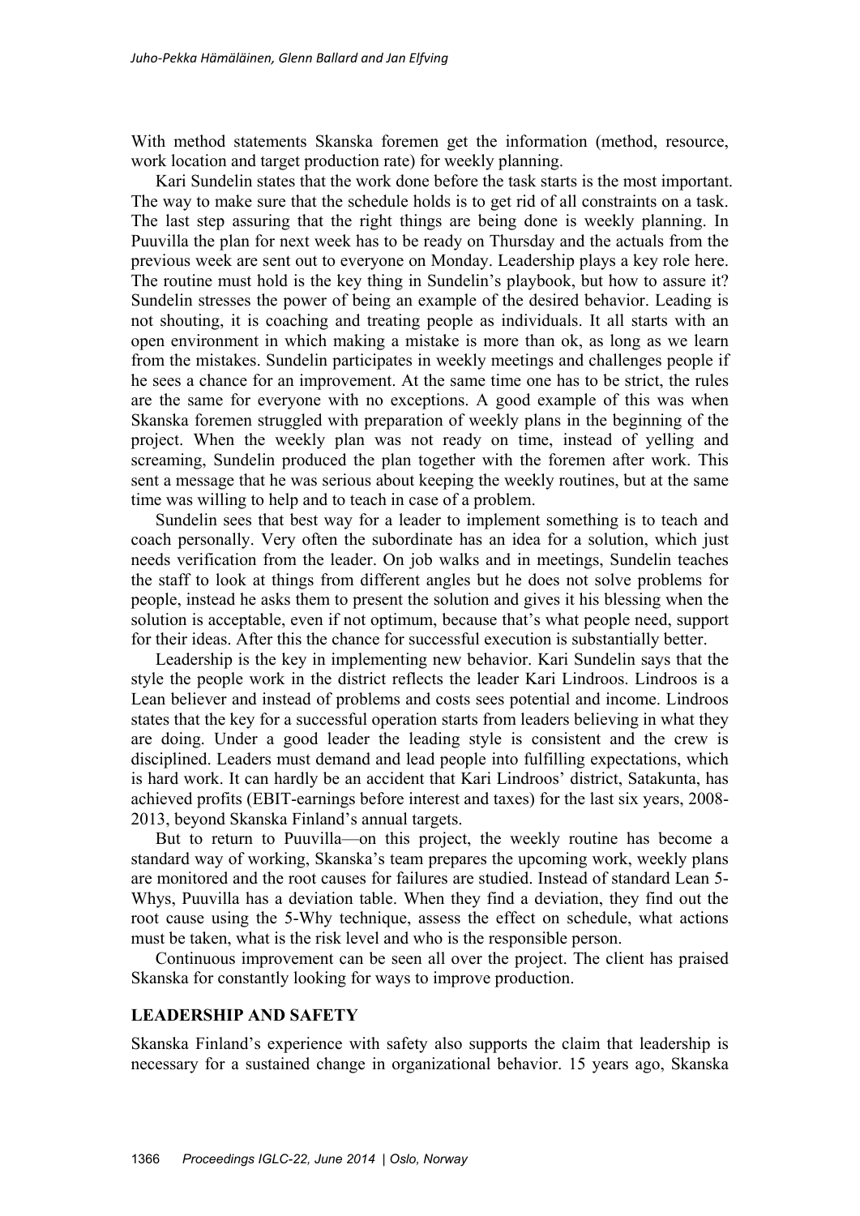With method statements Skanska foremen get the information (method, resource, work location and target production rate) for weekly planning.

Kari Sundelin states that the work done before the task starts is the most important. The way to make sure that the schedule holds is to get rid of all constraints on a task. The last step assuring that the right things are being done is weekly planning. In Puuvilla the plan for next week has to be ready on Thursday and the actuals from the previous week are sent out to everyone on Monday. Leadership plays a key role here. The routine must hold is the key thing in Sundelin's playbook, but how to assure it? Sundelin stresses the power of being an example of the desired behavior. Leading is not shouting, it is coaching and treating people as individuals. It all starts with an open environment in which making a mistake is more than ok, as long as we learn from the mistakes. Sundelin participates in weekly meetings and challenges people if he sees a chance for an improvement. At the same time one has to be strict, the rules are the same for everyone with no exceptions. A good example of this was when Skanska foremen struggled with preparation of weekly plans in the beginning of the project. When the weekly plan was not ready on time, instead of yelling and screaming, Sundelin produced the plan together with the foremen after work. This sent a message that he was serious about keeping the weekly routines, but at the same time was willing to help and to teach in case of a problem.

Sundelin sees that best way for a leader to implement something is to teach and coach personally. Very often the subordinate has an idea for a solution, which just needs verification from the leader. On job walks and in meetings, Sundelin teaches the staff to look at things from different angles but he does not solve problems for people, instead he asks them to present the solution and gives it his blessing when the solution is acceptable, even if not optimum, because that's what people need, support for their ideas. After this the chance for successful execution is substantially better.

Leadership is the key in implementing new behavior. Kari Sundelin says that the style the people work in the district reflects the leader Kari Lindroos. Lindroos is a Lean believer and instead of problems and costs sees potential and income. Lindroos states that the key for a successful operation starts from leaders believing in what they are doing. Under a good leader the leading style is consistent and the crew is disciplined. Leaders must demand and lead people into fulfilling expectations, which is hard work. It can hardly be an accident that Kari Lindroos' district, Satakunta, has achieved profits (EBIT-earnings before interest and taxes) for the last six years, 2008-2013, beyond Skanska Finland's annual targets.

But to return to Puuvilla—on this project, the weekly routine has become a standard way of working, Skanska's team prepares the upcoming work, weekly plans are monitored and the root causes for failures are studied. Instead of standard Lean 5-Whys, Puuvilla has a deviation table. When they find a deviation, they find out the root cause using the 5-Why technique, assess the effect on schedule, what actions must be taken, what is the risk level and who is the responsible person.

Continuous improvement can be seen all over the project. The client has praised Skanska for constantly looking for ways to improve production.

## LEADERSHIP AND SAFETY

Skanska Finland's experience with safety also supports the claim that leadership is necessary for a sustained change in organizational behavior. 15 years ago, Skanska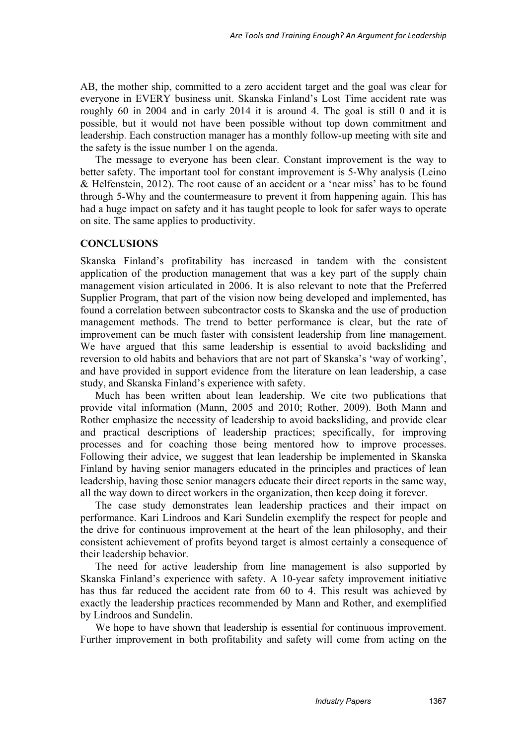AB, the mother ship, committed to a zero accident target and the goal was clear for everyone in EVERY business unit. Skanska Finland's Lost Time accident rate was roughly 60 in 2004 and in early 2014 it is around 4. The goal is still 0 and it is possible, but it would not have been possible without top down commitment and leadership. Each construction manager has a monthly follow-up meeting with site and the safety is the issue number 1 on the agenda.

The message to everyone has been clear. Constant improvement is the way to better safety. The important tool for constant improvement is 5-Why analysis (Leino & Helfenstein, 2012). The root cause of an accident or a 'near miss' has to be found through 5-Why and the countermeasure to prevent it from happening again. This has had a huge impact on safety and it has taught people to look for safer ways to operate on site. The same applies to productivity.

## CONCLUSIONS

Skanska Finland's profitability has increased in tandem with the consistent application of the production management that was a key part of the supply chain management vision articulated in 2006. It is also relevant to note that the Preferred Supplier Program, that part of the vision now being developed and implemented, has found a correlation between subcontractor costs to Skanska and the use of production management methods. The trend to better performance is clear, but the rate of improvement can be much faster with consistent leadership from line management. We have argued that this same leadership is essential to avoid backsliding and reversion to old habits and behaviors that are not part of Skanska's 'way of working', and have provided in support evidence from the literature on lean leadership, a case study, and Skanska Finland's experience with safety.

Much has been written about lean leadership. We cite two publications that provide vital information (Mann, 2005 and 2010; Rother, 2009). Both Mann and Rother emphasize the necessity of leadership to avoid backsliding, and provide clear and practical descriptions of leadership practices; specifically, for improving processes and for coaching those being mentored how to improve processes. Following their advice, we suggest that lean leadership be implemented in Skanska Finland by having senior managers educated in the principles and practices of lean leadership, having those senior managers educate their direct reports in the same way, all the way down to direct workers in the organization, then keep doing it forever.

The case study demonstrates lean leadership practices and their impact on performance. Kari Lindroos and Kari Sundelin exemplify the respect for people and the drive for continuous improvement at the heart of the lean philosophy, and their consistent achievement of profits beyond target is almost certainly a consequence of their leadership behavior.

The need for active leadership from line management is also supported by Skanska Finland's experience with safety. A 10-year safety improvement initiative has thus far reduced the accident rate from 60 to 4. This result was achieved by exactly the leadership practices recommended by Mann and Rother, and exemplified by Lindroos and Sundelin.

We hope to have shown that leadership is essential for continuous improvement. Further improvement in both profitability and safety will come from acting on the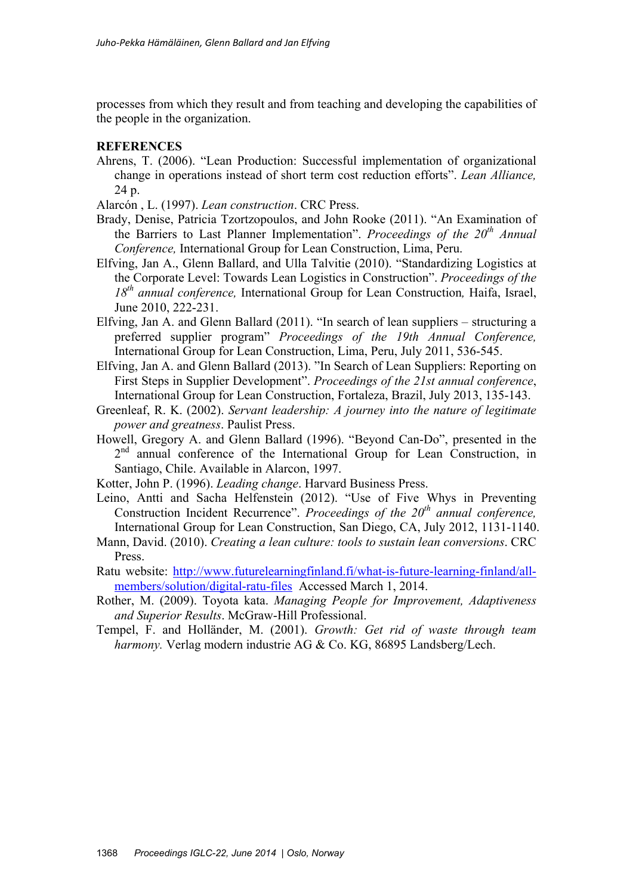processes from which they result and from teaching and developing the capabilities of the people in the organization.

## REFERENCES

Ahrens, T. (2006). "Lean Production: Successful implementation of organizational change in operations instead of short term cost reduction efforts". *Lean Alliance,* 24 p.

Alarcón , L. (1997). *Lean construction*. CRC Press.

Brady, Denise, Patricia Tzortzopoulos, and John Rooke (2011). "An Examination of the Barriers to Last Planner Implementation". *Proceedings of the 20th Annual Conference,* International Group for Lean Construction, Lima, Peru.

Elfving, Jan A., Glenn Ballard, and Ulla Talvitie (2010). "Standardizing Logistics at the Corporate Level: Towards Lean Logistics in Construction". *Proceedings of the 18th annual conference,* International Group for Lean Construction*,* Haifa, Israel, June 2010, 222-231.

Elfving, Jan A. and Glenn Ballard (2011). "In search of lean suppliers – structuring a preferred supplier program" *Proceedings of the 19th Annual Conference,* International Group for Lean Construction, Lima, Peru, July 2011, 536-545.

Elfving, Jan A. and Glenn Ballard (2013). "In Search of Lean Suppliers: Reporting on First Steps in Supplier Development". *Proceedings of the 21st annual conference*, International Group for Lean Construction, Fortaleza, Brazil, July 2013, 135-143.

Greenleaf, R. K. (2002). *Servant leadership: A journey into the nature of legitimate power and greatness*. Paulist Press.

Howell, Gregory A. and Glenn Ballard (1996). "Beyond Can-Do", presented in the 2nd annual conference of the International Group for Lean Construction, in Santiago, Chile. Available in Alarcon, 1997.

Kotter, John P. (1996). *Leading change*. Harvard Business Press.

Leino, Antti and Sacha Helfenstein (2012). "Use of Five Whys in Preventing Construction Incident Recurrence". *Proceedings of the 20th annual conference,* International Group for Lean Construction, San Diego, CA, July 2012, 1131-1140.

Mann, David. (2010). *Creating a lean culture: tools to sustain lean conversions*. CRC Press.

Ratu website: [http://www.futurelearningfinland.fi/what-is-future-learning-finland/all-members/solution/digital-ratu-files](http://www.futurelearningfinland.fi/what-is-future-learning-finland/all-members/solution/digital-ratu-files) Accessed March 1, 2014.

Rother, M. (2009). Toyota kata. *Managing People for Improvement, Adaptiveness and Superior Results*. McGraw-Hill Professional.

Tempel, F. and Holländer, M. (2001). *Growth: Get rid of waste through team harmony.* Verlag modern industrie AG & Co. KG, 86895 Landsberg/Lech.